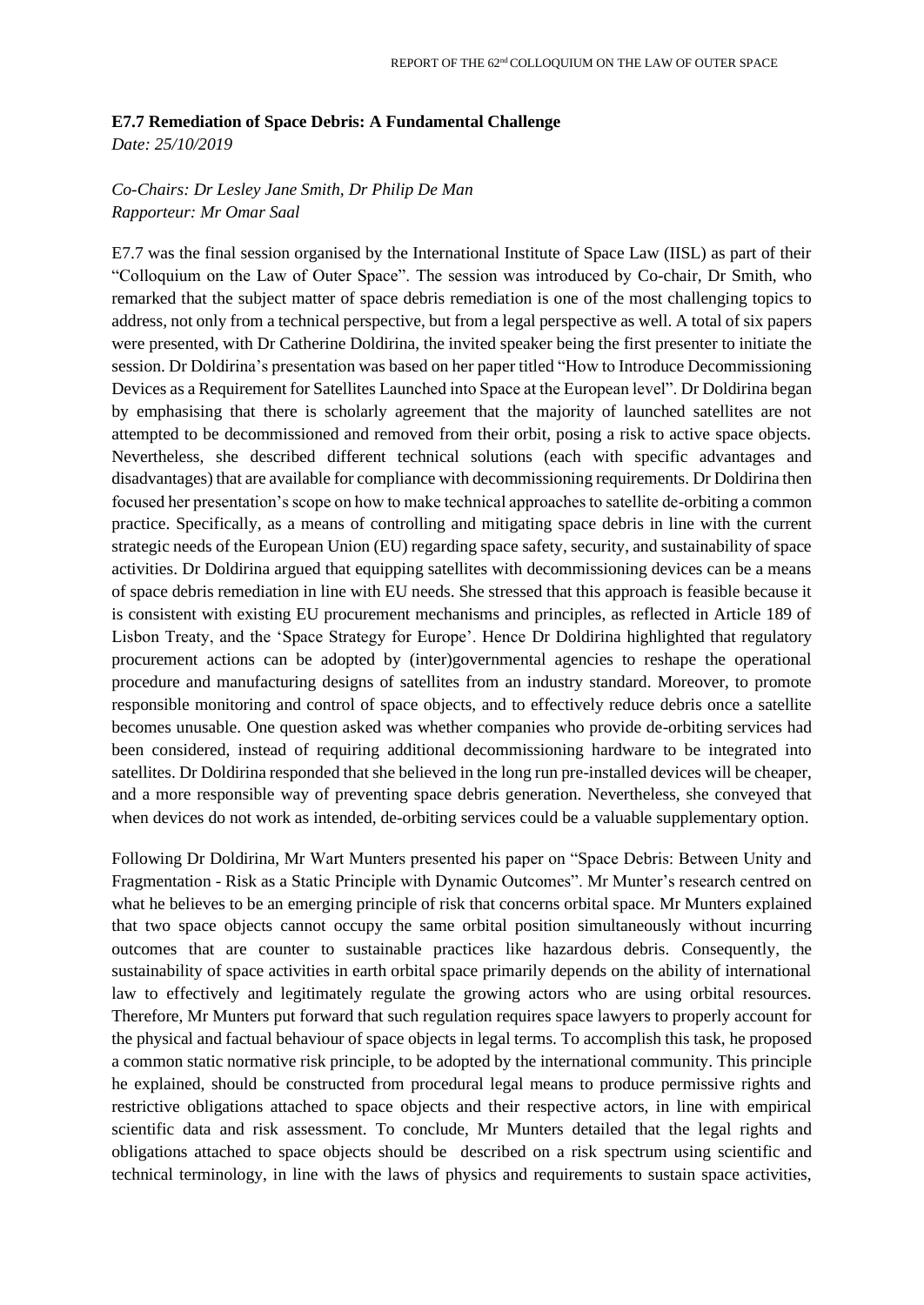**E7.7 Remediation of Space Debris: A Fundamental Challenge**

*Date: 25/10/2019*

*Co-Chairs: Dr Lesley Jane Smith, Dr Philip De Man*
*Rapporteur: Mr Omar Saal*

E7.7 was the final session organised by the International Institute of Space Law (IISL) as part of their "Colloquium on the Law of Outer Space". The session was introduced by Co-chair, Dr Smith, who remarked that the subject matter of space debris remediation is one of the most challenging topics to address, not only from a technical perspective, but from a legal perspective as well. A total of six papers were presented, with Dr Catherine Doldirina, the invited speaker being the first presenter to initiate the session. Dr Doldirina's presentation was based on her paper titled "How to Introduce Decommissioning Devices as a Requirement for Satellites Launched into Space at the European level". Dr Doldirina began by emphasising that there is scholarly agreement that the majority of launched satellites are not attempted to be decommissioned and removed from their orbit, posing a risk to active space objects. Nevertheless, she described different technical solutions (each with specific advantages and disadvantages) that are available for compliance with decommissioning requirements. Dr Doldirina then focused her presentation's scope on how to make technical approaches to satellite de-orbiting a common practice. Specifically, as a means of controlling and mitigating space debris in line with the current strategic needs of the European Union (EU) regarding space safety, security, and sustainability of space activities. Dr Doldirina argued that equipping satellites with decommissioning devices can be a means of space debris remediation in line with EU needs. She stressed that this approach is feasible because it is consistent with existing EU procurement mechanisms and principles, as reflected in Article 189 of Lisbon Treaty, and the 'Space Strategy for Europe'. Hence Dr Doldirina highlighted that regulatory procurement actions can be adopted by (inter)governmental agencies to reshape the operational procedure and manufacturing designs of satellites from an industry standard. Moreover, to promote responsible monitoring and control of space objects, and to effectively reduce debris once a satellite becomes unusable. One question asked was whether companies who provide de-orbiting services had been considered, instead of requiring additional decommissioning hardware to be integrated into satellites. Dr Doldirina responded that she believed in the long run pre-installed devices will be cheaper, and a more responsible way of preventing space debris generation. Nevertheless, she conveyed that when devices do not work as intended, de-orbiting services could be a valuable supplementary option.

Following Dr Doldirina, Mr Wart Munters presented his paper on "Space Debris: Between Unity and Fragmentation - Risk as a Static Principle with Dynamic Outcomes". Mr Munter's research centred on what he believes to be an emerging principle of risk that concerns orbital space. Mr Munters explained that two space objects cannot occupy the same orbital position simultaneously without incurring outcomes that are counter to sustainable practices like hazardous debris. Consequently, the sustainability of space activities in earth orbital space primarily depends on the ability of international law to effectively and legitimately regulate the growing actors who are using orbital resources. Therefore, Mr Munters put forward that such regulation requires space lawyers to properly account for the physical and factual behaviour of space objects in legal terms. To accomplish this task, he proposed a common static normative risk principle, to be adopted by the international community. This principle he explained, should be constructed from procedural legal means to produce permissive rights and restrictive obligations attached to space objects and their respective actors, in line with empirical scientific data and risk assessment. To conclude, Mr Munters detailed that the legal rights and obligations attached to space objects should be described on a risk spectrum using scientific and technical terminology, in line with the laws of physics and requirements to sustain space activities,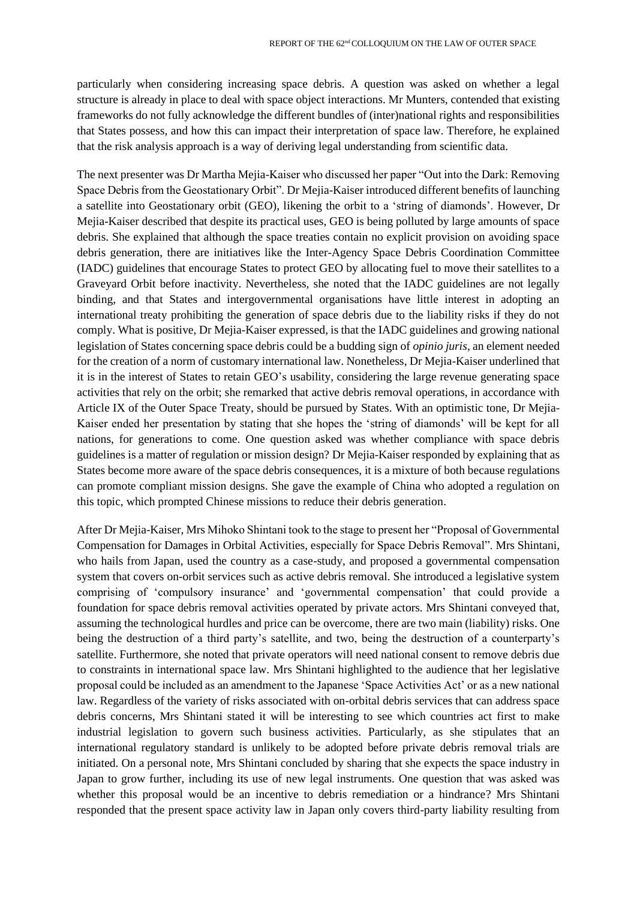particularly when considering increasing space debris. A question was asked on whether a legal structure is already in place to deal with space object interactions. Mr Munters, contended that existing frameworks do not fully acknowledge the different bundles of (inter)national rights and responsibilities that States possess, and how this can impact their interpretation of space law. Therefore, he explained that the risk analysis approach is a way of deriving legal understanding from scientific data.

The next presenter was Dr Martha Mejia-Kaiser who discussed her paper "Out into the Dark: Removing Space Debris from the Geostationary Orbit". Dr Mejia-Kaiser introduced different benefits of launching a satellite into Geostationary orbit (GEO), likening the orbit to a 'string of diamonds'. However, Dr Mejia-Kaiser described that despite its practical uses, GEO is being polluted by large amounts of space debris. She explained that although the space treaties contain no explicit provision on avoiding space debris generation, there are initiatives like the Inter-Agency Space Debris Coordination Committee (IADC) guidelines that encourage States to protect GEO by allocating fuel to move their satellites to a Graveyard Orbit before inactivity. Nevertheless, she noted that the IADC guidelines are not legally binding, and that States and intergovernmental organisations have little interest in adopting an international treaty prohibiting the generation of space debris due to the liability risks if they do not comply. What is positive, Dr Mejia-Kaiser expressed, is that the IADC guidelines and growing national legislation of States concerning space debris could be a budding sign of *opinio juris*, an element needed for the creation of a norm of customary international law. Nonetheless, Dr Mejia-Kaiser underlined that it is in the interest of States to retain GEO's usability, considering the large revenue generating space activities that rely on the orbit; she remarked that active debris removal operations, in accordance with Article IX of the Outer Space Treaty, should be pursued by States. With an optimistic tone, Dr Mejia-Kaiser ended her presentation by stating that she hopes the 'string of diamonds' will be kept for all nations, for generations to come. One question asked was whether compliance with space debris guidelines is a matter of regulation or mission design? Dr Mejia-Kaiser responded by explaining that as States become more aware of the space debris consequences, it is a mixture of both because regulations can promote compliant mission designs. She gave the example of China who adopted a regulation on this topic, which prompted Chinese missions to reduce their debris generation.

After Dr Mejia-Kaiser, Mrs Mihoko Shintani took to the stage to present her "Proposal of Governmental Compensation for Damages in Orbital Activities, especially for Space Debris Removal". Mrs Shintani, who hails from Japan, used the country as a case-study, and proposed a governmental compensation system that covers on-orbit services such as active debris removal. She introduced a legislative system comprising of 'compulsory insurance' and 'governmental compensation' that could provide a foundation for space debris removal activities operated by private actors. Mrs Shintani conveyed that, assuming the technological hurdles and price can be overcome, there are two main (liability) risks. One being the destruction of a third party's satellite, and two, being the destruction of a counterparty's satellite. Furthermore, she noted that private operators will need national consent to remove debris due to constraints in international space law. Mrs Shintani highlighted to the audience that her legislative proposal could be included as an amendment to the Japanese 'Space Activities Act' or as a new national law. Regardless of the variety of risks associated with on-orbital debris services that can address space debris concerns, Mrs Shintani stated it will be interesting to see which countries act first to make industrial legislation to govern such business activities. Particularly, as she stipulates that an international regulatory standard is unlikely to be adopted before private debris removal trials are initiated. On a personal note, Mrs Shintani concluded by sharing that she expects the space industry in Japan to grow further, including its use of new legal instruments. One question that was asked was whether this proposal would be an incentive to debris remediation or a hindrance? Mrs Shintani responded that the present space activity law in Japan only covers third-party liability resulting from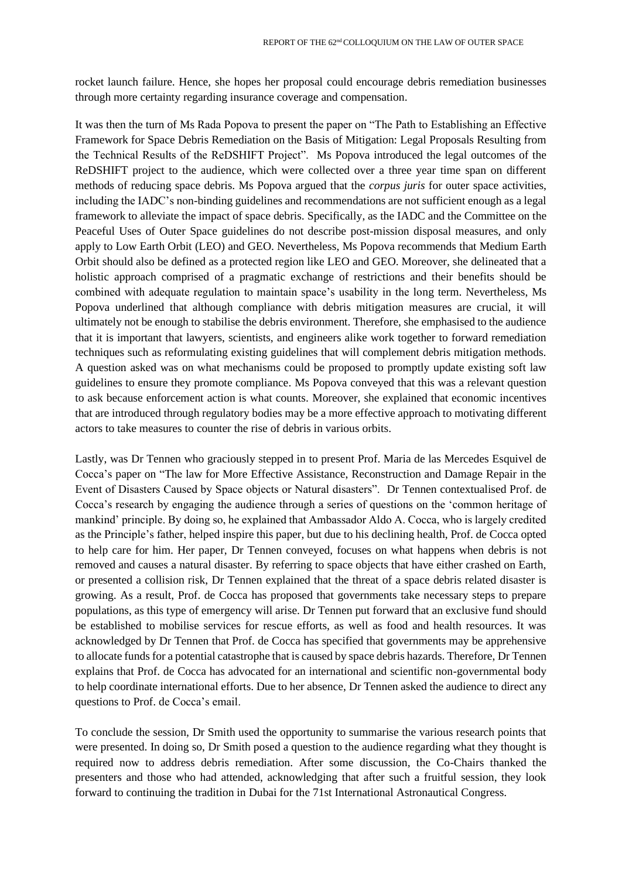rocket launch failure. Hence, she hopes her proposal could encourage debris remediation businesses through more certainty regarding insurance coverage and compensation.

It was then the turn of Ms Rada Popova to present the paper on "The Path to Establishing an Effective Framework for Space Debris Remediation on the Basis of Mitigation: Legal Proposals Resulting from the Technical Results of the ReDSHIFT Project". Ms Popova introduced the legal outcomes of the ReDSHIFT project to the audience, which were collected over a three year time span on different methods of reducing space debris. Ms Popova argued that the *corpus juris* for outer space activities, including the IADC's non-binding guidelines and recommendations are not sufficient enough as a legal framework to alleviate the impact of space debris. Specifically, as the IADC and the Committee on the Peaceful Uses of Outer Space guidelines do not describe post-mission disposal measures, and only apply to Low Earth Orbit (LEO) and GEO. Nevertheless, Ms Popova recommends that Medium Earth Orbit should also be defined as a protected region like LEO and GEO. Moreover, she delineated that a holistic approach comprised of a pragmatic exchange of restrictions and their benefits should be combined with adequate regulation to maintain space's usability in the long term. Nevertheless, Ms Popova underlined that although compliance with debris mitigation measures are crucial, it will ultimately not be enough to stabilise the debris environment. Therefore, she emphasised to the audience that it is important that lawyers, scientists, and engineers alike work together to forward remediation techniques such as reformulating existing guidelines that will complement debris mitigation methods. A question asked was on what mechanisms could be proposed to promptly update existing soft law guidelines to ensure they promote compliance. Ms Popova conveyed that this was a relevant question to ask because enforcement action is what counts. Moreover, she explained that economic incentives that are introduced through regulatory bodies may be a more effective approach to motivating different actors to take measures to counter the rise of debris in various orbits.

Lastly, was Dr Tennen who graciously stepped in to present Prof. Maria de las Mercedes Esquivel de Cocca's paper on "The law for More Effective Assistance, Reconstruction and Damage Repair in the Event of Disasters Caused by Space objects or Natural disasters". Dr Tennen contextualised Prof. de Cocca's research by engaging the audience through a series of questions on the 'common heritage of mankind' principle. By doing so, he explained that Ambassador Aldo A. Cocca, who is largely credited as the Principle's father, helped inspire this paper, but due to his declining health, Prof. de Cocca opted to help care for him. Her paper, Dr Tennen conveyed, focuses on what happens when debris is not removed and causes a natural disaster. By referring to space objects that have either crashed on Earth, or presented a collision risk, Dr Tennen explained that the threat of a space debris related disaster is growing. As a result, Prof. de Cocca has proposed that governments take necessary steps to prepare populations, as this type of emergency will arise. Dr Tennen put forward that an exclusive fund should be established to mobilise services for rescue efforts, as well as food and health resources. It was acknowledged by Dr Tennen that Prof. de Cocca has specified that governments may be apprehensive to allocate funds for a potential catastrophe that is caused by space debris hazards. Therefore, Dr Tennen explains that Prof. de Cocca has advocated for an international and scientific non-governmental body to help coordinate international efforts. Due to her absence, Dr Tennen asked the audience to direct any questions to Prof. de Cocca's email.

To conclude the session, Dr Smith used the opportunity to summarise the various research points that were presented. In doing so, Dr Smith posed a question to the audience regarding what they thought is required now to address debris remediation. After some discussion, the Co-Chairs thanked the presenters and those who had attended, acknowledging that after such a fruitful session, they look forward to continuing the tradition in Dubai for the 71st International Astronautical Congress.